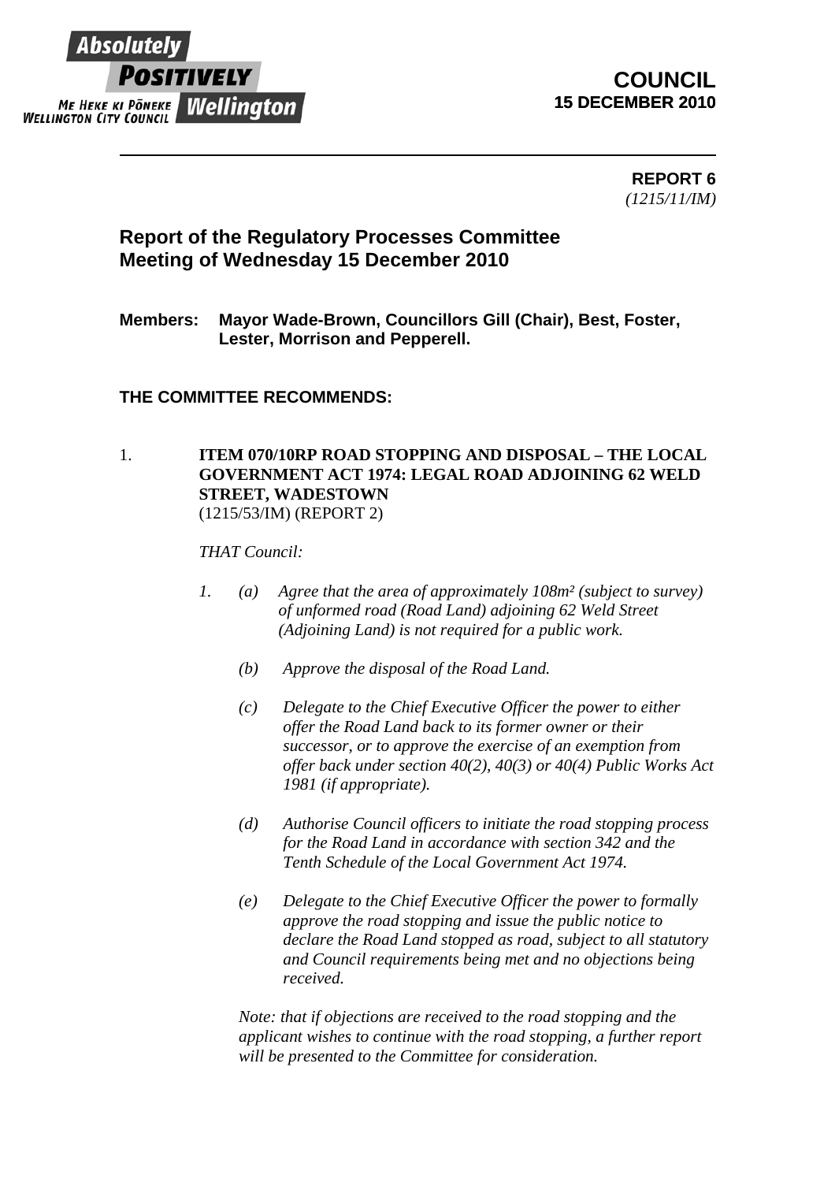Absolutely **POSITIVELY** Wellington
ME HEKE KI PŌNEKE
WELLINGTON CITY COUNCIL

**COUNCIL**
**15 DECEMBER 2010**

---

**REPORT 6**
*(1215/11/IM)*

## Report of the Regulatory Processes Committee Meeting of Wednesday 15 December 2010

**Members: Mayor Wade-Brown, Councillors Gill (Chair), Best, Foster, Lester, Morrison and Pepperell.**

**THE COMMITTEE RECOMMENDS:**

1. **ITEM 070/10RP ROAD STOPPING AND DISPOSAL – THE LOCAL GOVERNMENT ACT 1974: LEGAL ROAD ADJOINING 62 WELD STREET, WADESTOWN**
(1215/53/IM) (REPORT 2)

*THAT Council:*

*1. (a) Agree that the area of approximately 108m² (subject to survey) of unformed road (Road Land) adjoining 62 Weld Street (Adjoining Land) is not required for a public work.*

*(b) Approve the disposal of the Road Land.*

*(c) Delegate to the Chief Executive Officer the power to either offer the Road Land back to its former owner or their successor, or to approve the exercise of an exemption from offer back under section 40(2), 40(3) or 40(4) Public Works Act 1981 (if appropriate).*

*(d) Authorise Council officers to initiate the road stopping process for the Road Land in accordance with section 342 and the Tenth Schedule of the Local Government Act 1974.*

*(e) Delegate to the Chief Executive Officer the power to formally approve the road stopping and issue the public notice to declare the Road Land stopped as road, subject to all statutory and Council requirements being met and no objections being received.*

*Note: that if objections are received to the road stopping and the applicant wishes to continue with the road stopping, a further report will be presented to the Committee for consideration.*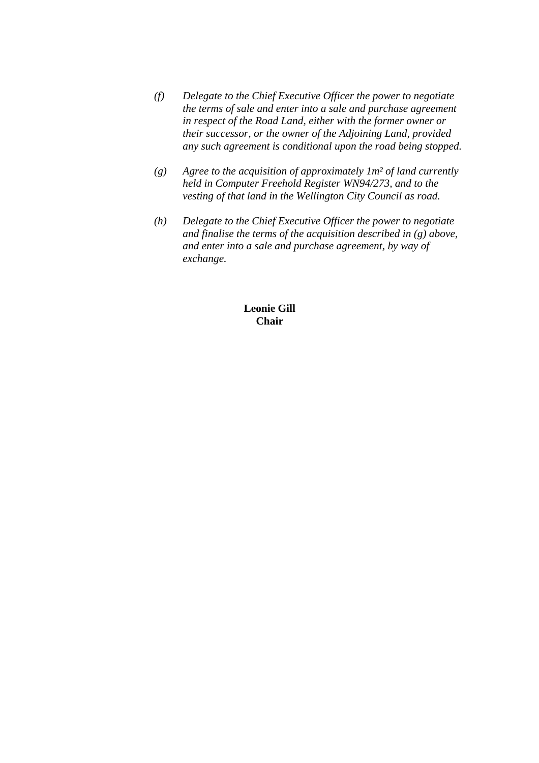*(f) Delegate to the Chief Executive Officer the power to negotiate the terms of sale and enter into a sale and purchase agreement in respect of the Road Land, either with the former owner or their successor, or the owner of the Adjoining Land, provided any such agreement is conditional upon the road being stopped.*

*(g) Agree to the acquisition of approximately 1m² of land currently held in Computer Freehold Register WN94/273, and to the vesting of that land in the Wellington City Council as road.*

*(h) Delegate to the Chief Executive Officer the power to negotiate and finalise the terms of the acquisition described in (g) above, and enter into a sale and purchase agreement, by way of exchange.*

**Leonie Gill**
**Chair**